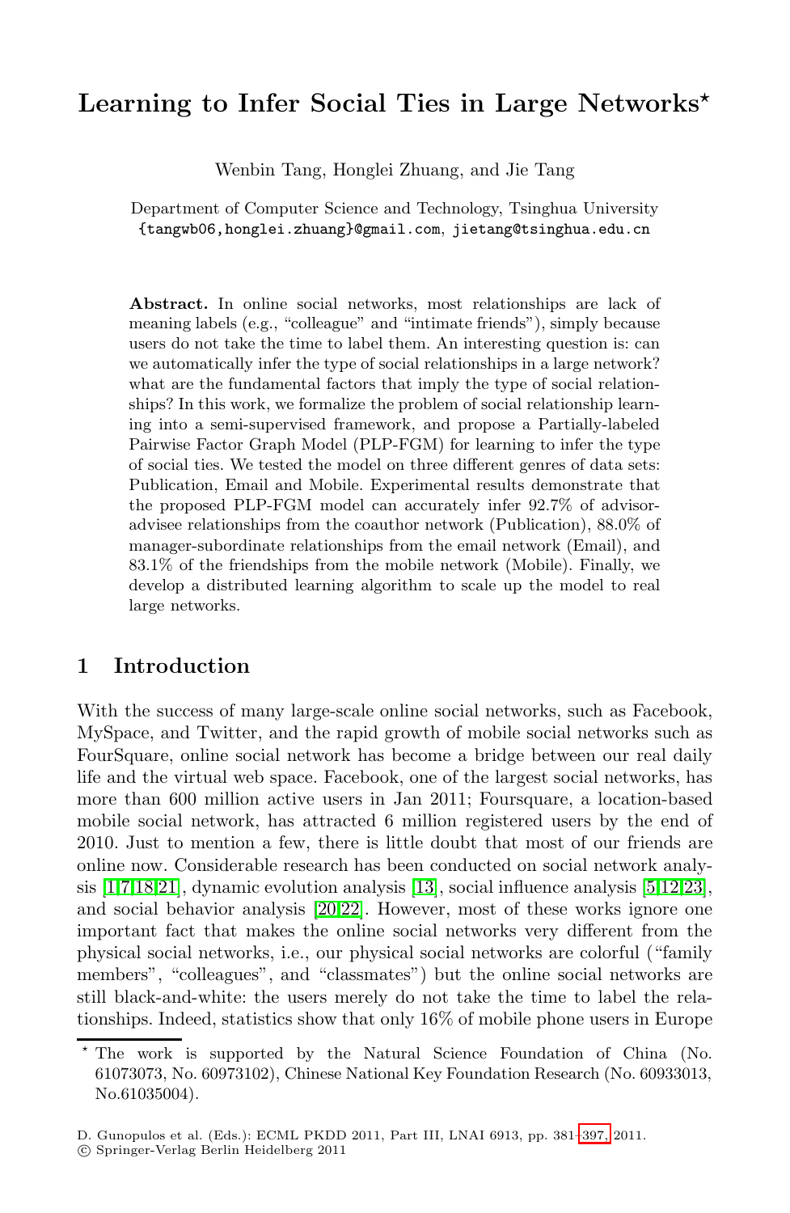# Learning to Infer Social Ties in Large Networks*

Wenbin Tang, Honglei Zhuang, and Jie Tang

Department of Computer Science and Technology, Tsinghua University
{tangwb06,honglei.zhuang}@gmail.com, jietang@tsinghua.edu.cn

**Abstract.** In online social networks, most relationships are lack of meaning labels (e.g., "colleague" and "intimate friends"), simply because users do not take the time to label them. An interesting question is: can we automatically infer the type of social relationships in a large network? what are the fundamental factors that imply the type of social relationships? In this work, we formalize the problem of social relationship learning into a semi-supervised framework, and propose a Partially-labeled Pairwise Factor Graph Model (PLP-FGM) for learning to infer the type of social ties. We tested the model on three different genres of data sets: Publication, Email and Mobile. Experimental results demonstrate that the proposed PLP-FGM model can accurately infer 92.7% of advisor-advisee relationships from the coauthor network (Publication), 88.0% of manager-subordinate relationships from the email network (Email), and 83.1% of the friendships from the mobile network (Mobile). Finally, we develop a distributed learning algorithm to scale up the model to real large networks.

## 1 Introduction

With the success of many large-scale online social networks, such as Facebook, MySpace, and Twitter, and the rapid growth of mobile social networks such as FourSquare, online social network has become a bridge between our real daily life and the virtual web space. Facebook, one of the largest social networks, has more than 600 million active users in Jan 2011; Foursquare, a location-based mobile social network, has attracted 6 million registered users by the end of 2010. Just to mention a few, there is little doubt that most of our friends are online now. Considerable research has been conducted on social network analysis [1,7,18,21], dynamic evolution analysis [13], social influence analysis [5,12,23], and social behavior analysis [20,22]. However, most of these works ignore one important fact that makes the online social networks very different from the physical social networks, i.e., our physical social networks are colorful ("family members", "colleagues", and "classmates") but the online social networks are still black-and-white: the users merely do not take the time to label the relationships. Indeed, statistics show that only 16% of mobile phone users in Europe

---

* The work is supported by the Natural Science Foundation of China (No. 61073073, No. 60973102), Chinese National Key Foundation Research (No. 60933013, No.61035004).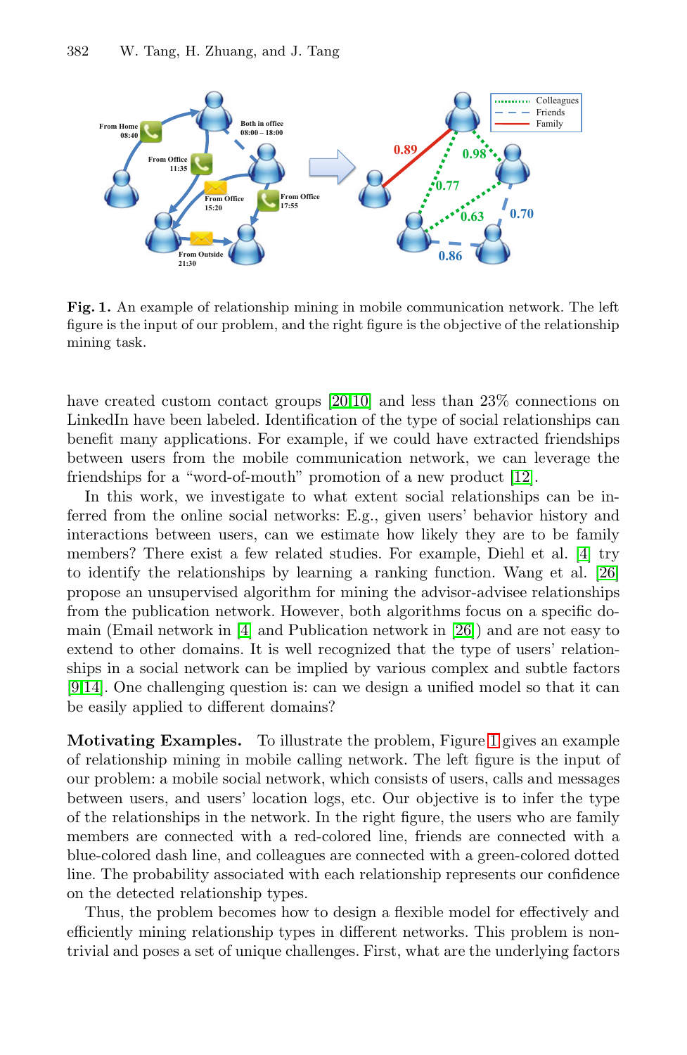Fig. 1. An example of relationship mining in mobile communication network. The left figure is the input of our problem, and the right figure is the objective of the relationship mining task.

have created custom contact groups [20,10] and less than 23% connections on LinkedIn have been labeled. Identification of the type of social relationships can benefit many applications. For example, if we could have extracted friendships between users from the mobile communication network, we can leverage the friendships for a "word-of-mouth" promotion of a new product [12].

In this work, we investigate to what extent social relationships can be inferred from the online social networks: E.g., given users' behavior history and interactions between users, can we estimate how likely they are to be family members? There exist a few related studies. For example, Diehl et al. [4] try to identify the relationships by learning a ranking function. Wang et al. [26] propose an unsupervised algorithm for mining the advisor-advisee relationships from the publication network. However, both algorithms focus on a specific domain (Email network in [4] and Publication network in [26]) and are not easy to extend to other domains. It is well recognized that the type of users' relationships in a social network can be implied by various complex and subtle factors [9,14]. One challenging question is: can we design a unified model so that it can be easily applied to different domains?

**Motivating Examples.** To illustrate the problem, Figure 1 gives an example of relationship mining in mobile calling network. The left figure is the input of our problem: a mobile social network, which consists of users, calls and messages between users, and users' location logs, etc. Our objective is to infer the type of the relationships in the network. In the right figure, the users who are family members are connected with a red-colored line, friends are connected with a blue-colored dash line, and colleagues are connected with a green-colored dotted line. The probability associated with each relationship represents our confidence on the detected relationship types.

Thus, the problem becomes how to design a flexible model for effectively and efficiently mining relationship types in different networks. This problem is non-trivial and poses a set of unique challenges. First, what are the underlying factors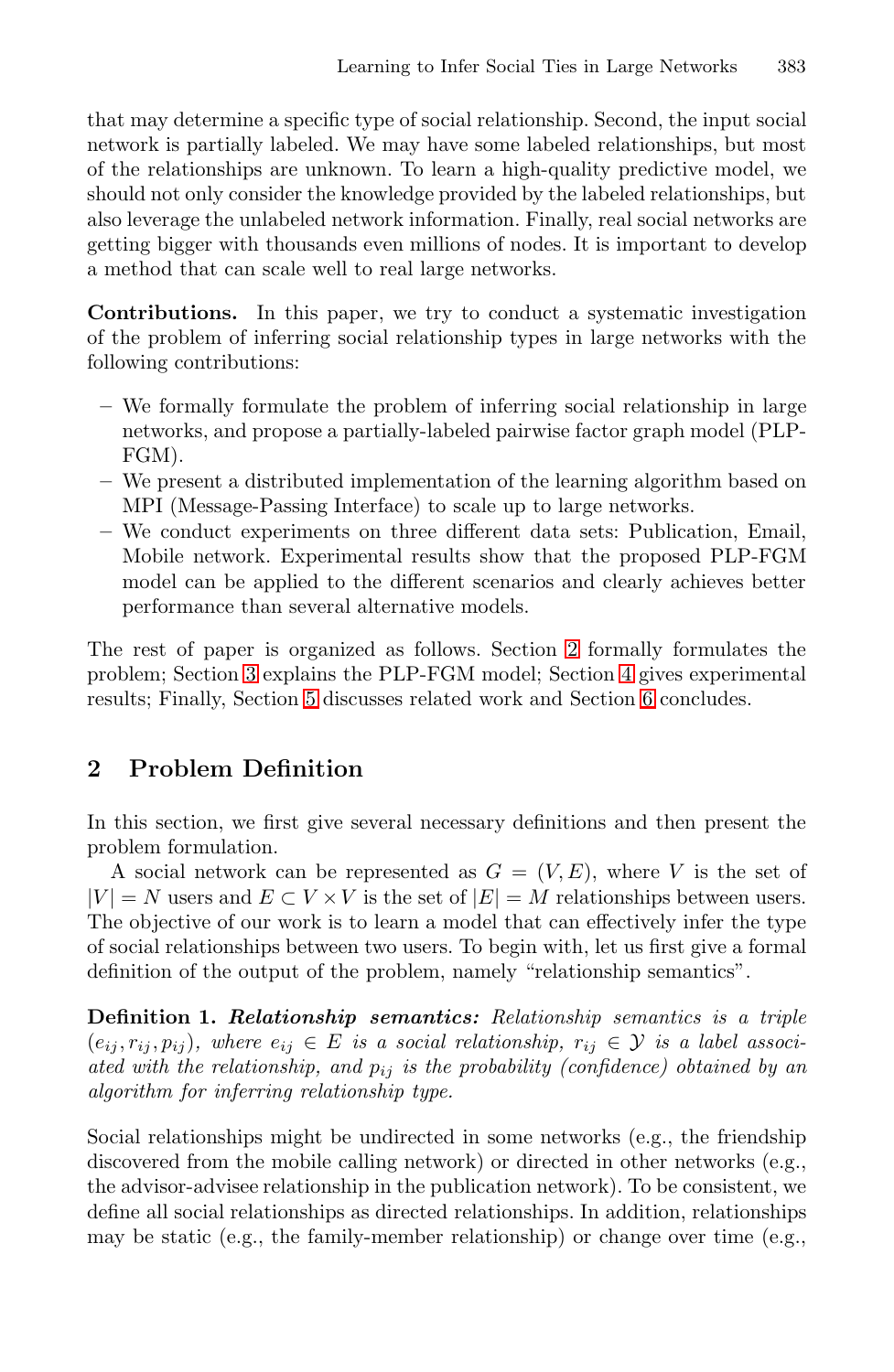that may determine a specific type of social relationship. Second, the input social network is partially labeled. We may have some labeled relationships, but most of the relationships are unknown. To learn a high-quality predictive model, we should not only consider the knowledge provided by the labeled relationships, but also leverage the unlabeled network information. Finally, real social networks are getting bigger with thousands even millions of nodes. It is important to develop a method that can scale well to real large networks.

**Contributions.** In this paper, we try to conduct a systematic investigation of the problem of inferring social relationship types in large networks with the following contributions:

- We formally formulate the problem of inferring social relationship in large networks, and propose a partially-labeled pairwise factor graph model (PLP-FGM).
- We present a distributed implementation of the learning algorithm based on MPI (Message-Passing Interface) to scale up to large networks.
- We conduct experiments on three different data sets: Publication, Email, Mobile network. Experimental results show that the proposed PLP-FGM model can be applied to the different scenarios and clearly achieves better performance than several alternative models.

The rest of paper is organized as follows. Section 2 formally formulates the problem; Section 3 explains the PLP-FGM model; Section 4 gives experimental results; Finally, Section 5 discusses related work and Section 6 concludes.

## 2 Problem Definition

In this section, we first give several necessary definitions and then present the problem formulation.

A social network can be represented as $G = (V, E)$, where $V$ is the set of $|V| = N$ users and $E \subset V \times V$ is the set of $|E| = M$ relationships between users. The objective of our work is to learn a model that can effectively infer the type of social relationships between two users. To begin with, let us first give a formal definition of the output of the problem, namely "relationship semantics".

**Definition 1.** ***Relationship semantics:*** *Relationship semantics is a triple $(e_{ij}, r_{ij}, p_{ij})$, where $e_{ij} \in E$ is a social relationship, $r_{ij} \in \mathcal{Y}$ is a label associated with the relationship, and $p_{ij}$ is the probability (confidence) obtained by an algorithm for inferring relationship type.*

Social relationships might be undirected in some networks (e.g., the friendship discovered from the mobile calling network) or directed in other networks (e.g., the advisor-advisee relationship in the publication network). To be consistent, we define all social relationships as directed relationships. In addition, relationships may be static (e.g., the family-member relationship) or change over time (e.g.,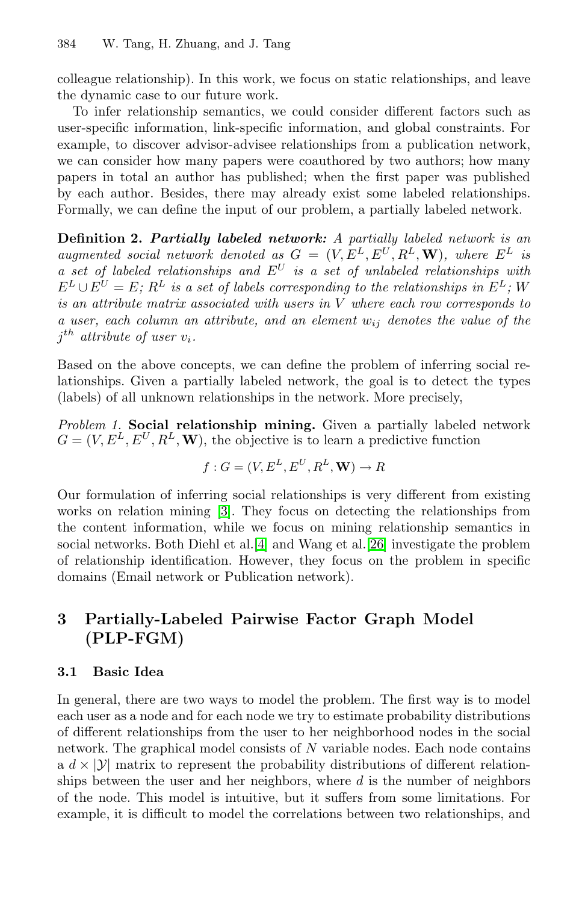colleague relationship). In this work, we focus on static relationships, and leave the dynamic case to our future work.

To infer relationship semantics, we could consider different factors such as user-specific information, link-specific information, and global constraints. For example, to discover advisor-advisee relationships from a publication network, we can consider how many papers were coauthored by two authors; how many papers in total an author has published; when the first paper was published by each author. Besides, there may already exist some labeled relationships. Formally, we can define the input of our problem, a partially labeled network.

**Definition 2.** ***Partially labeled network:*** *A partially labeled network is an augmented social network denoted as $G = (V, E^L, E^U, R^L, \mathbf{W})$, where $E^L$ is a set of labeled relationships and $E^U$ is a set of unlabeled relationships with $E^L \cup E^U = E$; $R^L$ is a set of labels corresponding to the relationships in $E^L$; $W$ is an attribute matrix associated with users in $V$ where each row corresponds to a user, each column an attribute, and an element $w_{ij}$ denotes the value of the $j^{th}$ attribute of user $v_i$.*

Based on the above concepts, we can define the problem of inferring social relationships. Given a partially labeled network, the goal is to detect the types (labels) of all unknown relationships in the network. More precisely,

*Problem 1.* **Social relationship mining.** Given a partially labeled network $G = (V, E^L, E^U, R^L, \mathbf{W})$, the objective is to learn a predictive function

$$f : G = (V, E^L, E^U, R^L, \mathbf{W}) \rightarrow R$$

Our formulation of inferring social relationships is very different from existing works on relation mining [3]. They focus on detecting the relationships from the content information, while we focus on mining relationship semantics in social networks. Both Diehl et al.[4] and Wang et al.[26] investigate the problem of relationship identification. However, they focus on the problem in specific domains (Email network or Publication network).

## 3 Partially-Labeled Pairwise Factor Graph Model (PLP-FGM)

### 3.1 Basic Idea

In general, there are two ways to model the problem. The first way is to model each user as a node and for each node we try to estimate probability distributions of different relationships from the user to her neighborhood nodes in the social network. The graphical model consists of $N$ variable nodes. Each node contains a $d \times |\mathcal{Y}|$ matrix to represent the probability distributions of different relationships between the user and her neighbors, where $d$ is the number of neighbors of the node. This model is intuitive, but it suffers from some limitations. For example, it is difficult to model the correlations between two relationships, and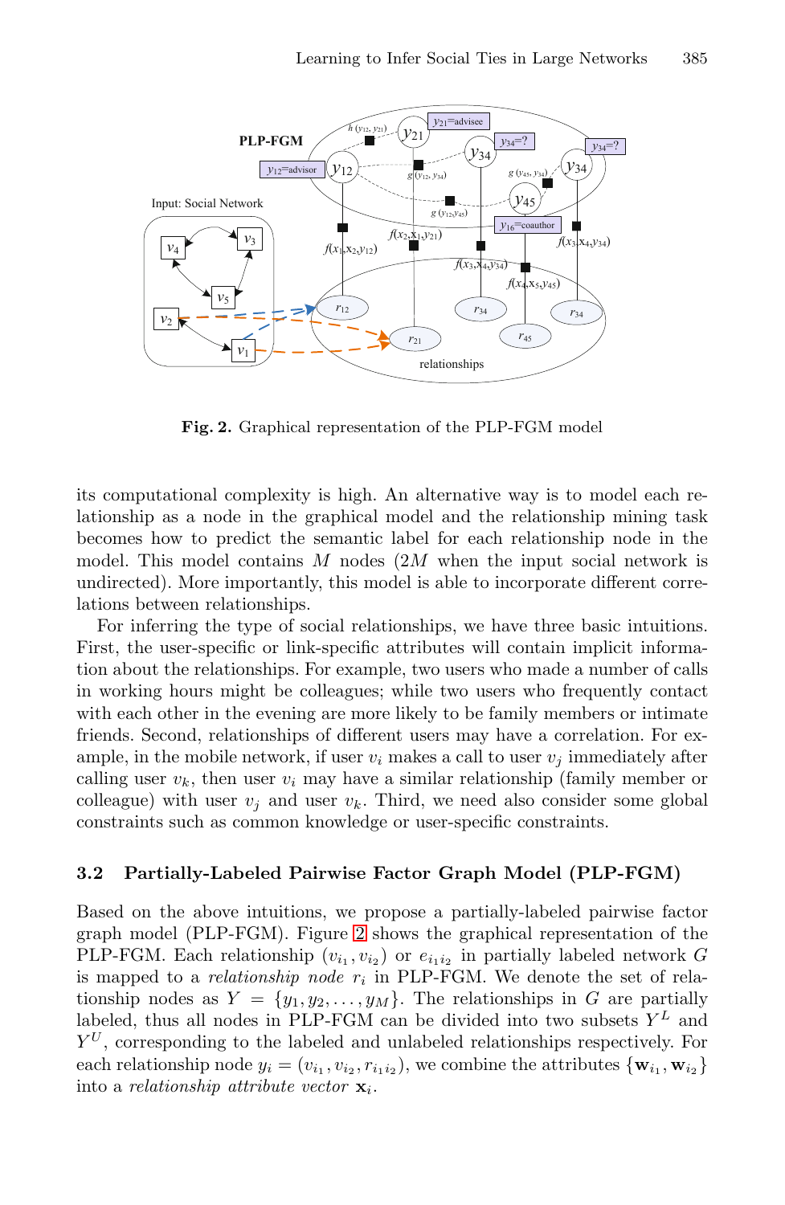Fig. 2. Graphical representation of the PLP-FGM model

its computational complexity is high. An alternative way is to model each relationship as a node in the graphical model and the relationship mining task becomes how to predict the semantic label for each relationship node in the model. This model contains $M$ nodes ($2M$ when the input social network is undirected). More importantly, this model is able to incorporate different correlations between relationships.

For inferring the type of social relationships, we have three basic intuitions. First, the user-specific or link-specific attributes will contain implicit information about the relationships. For example, two users who made a number of calls in working hours might be colleagues; while two users who frequently contact with each other in the evening are more likely to be family members or intimate friends. Second, relationships of different users may have a correlation. For example, in the mobile network, if user $v_i$ makes a call to user $v_j$ immediately after calling user $v_k$, then user $v_i$ may have a similar relationship (family member or colleague) with user $v_j$ and user $v_k$. Third, we need also consider some global constraints such as common knowledge or user-specific constraints.

### 3.2 Partially-Labeled Pairwise Factor Graph Model (PLP-FGM)

Based on the above intuitions, we propose a partially-labeled pairwise factor graph model (PLP-FGM). Figure 2 shows the graphical representation of the PLP-FGM. Each relationship $(v_{i_1}, v_{i_2})$ or $e_{i_1 i_2}$ in partially labeled network $G$ is mapped to a *relationship node* $r_i$ in PLP-FGM. We denote the set of relationship nodes as $Y = \{y_1, y_2, \ldots, y_M\}$. The relationships in $G$ are partially labeled, thus all nodes in PLP-FGM can be divided into two subsets $Y^L$ and $Y^U$, corresponding to the labeled and unlabeled relationships respectively. For each relationship node $y_i = (v_{i_1}, v_{i_2}, r_{i_1 i_2})$, we combine the attributes $\{\mathbf{w}_{i_1}, \mathbf{w}_{i_2}\}$ into a *relationship attribute vector* $\mathbf{x}_i$.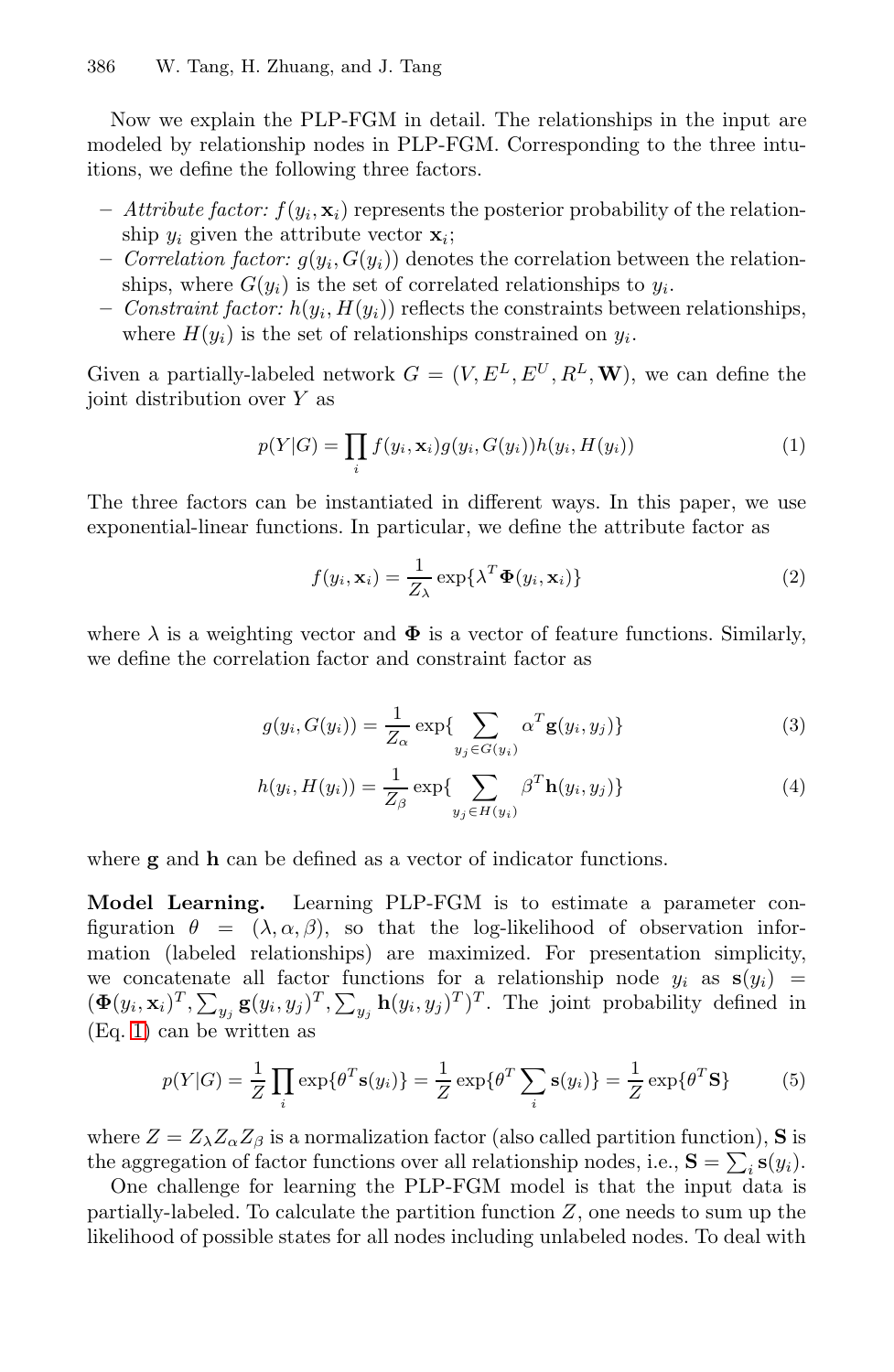Now we explain the PLP-FGM in detail. The relationships in the input are modeled by relationship nodes in PLP-FGM. Corresponding to the three intuitions, we define the following three factors.

- *Attribute factor:* $f(y_i, \mathbf{x}_i)$ represents the posterior probability of the relationship $y_i$ given the attribute vector $\mathbf{x}_i$;
- *Correlation factor:* $g(y_i, G(y_i))$ denotes the correlation between the relationships, where $G(y_i)$ is the set of correlated relationships to $y_i$.
- *Constraint factor:* $h(y_i, H(y_i))$ reflects the constraints between relationships, where $H(y_i)$ is the set of relationships constrained on $y_i$.

Given a partially-labeled network $G = (V, E^L, E^U, R^L, \mathbf{W})$, we can define the joint distribution over $Y$ as

$$p(Y|G) = \prod_i f(y_i, \mathbf{x}_i) g(y_i, G(y_i)) h(y_i, H(y_i)) \tag{1}$$

The three factors can be instantiated in different ways. In this paper, we use exponential-linear functions. In particular, we define the attribute factor as

$$f(y_i, \mathbf{x}_i) = \frac{1}{Z_\lambda} \exp\{\lambda^T \mathbf{\Phi}(y_i, \mathbf{x}_i)\} \tag{2}$$

where $\lambda$ is a weighting vector and $\mathbf{\Phi}$ is a vector of feature functions. Similarly, we define the correlation factor and constraint factor as

$$g(y_i, G(y_i)) = \frac{1}{Z_\alpha} \exp\{\sum_{y_j \in G(y_i)} \alpha^T \mathbf{g}(y_i, y_j)\} \tag{3}$$

$$h(y_i, H(y_i)) = \frac{1}{Z_\beta} \exp\{\sum_{y_j \in H(y_i)} \beta^T \mathbf{h}(y_i, y_j)\} \tag{4}$$

where $\mathbf{g}$ and $\mathbf{h}$ can be defined as a vector of indicator functions.

**Model Learning.** Learning PLP-FGM is to estimate a parameter configuration $\theta = (\lambda, \alpha, \beta)$, so that the log-likelihood of observation information (labeled relationships) are maximized. For presentation simplicity, we concatenate all factor functions for a relationship node $y_i$ as $\mathbf{s}(y_i) = (\mathbf{\Phi}(y_i, \mathbf{x}_i)^T, \sum_{y_j} \mathbf{g}(y_i, y_j)^T, \sum_{y_j} \mathbf{h}(y_i, y_j)^T)^T$. The joint probability defined in (Eq. 1) can be written as

$$p(Y|G) = \frac{1}{Z} \prod_i \exp\{\theta^T \mathbf{s}(y_i)\} = \frac{1}{Z} \exp\{\theta^T \sum_i \mathbf{s}(y_i)\} = \frac{1}{Z} \exp\{\theta^T \mathbf{S}\} \tag{5}$$

where $Z = Z_\lambda Z_\alpha Z_\beta$ is a normalization factor (also called partition function), $\mathbf{S}$ is the aggregation of factor functions over all relationship nodes, i.e., $\mathbf{S} = \sum_i \mathbf{s}(y_i)$.

One challenge for learning the PLP-FGM model is that the input data is partially-labeled. To calculate the partition function $Z$, one needs to sum up the likelihood of possible states for all nodes including unlabeled nodes. To deal with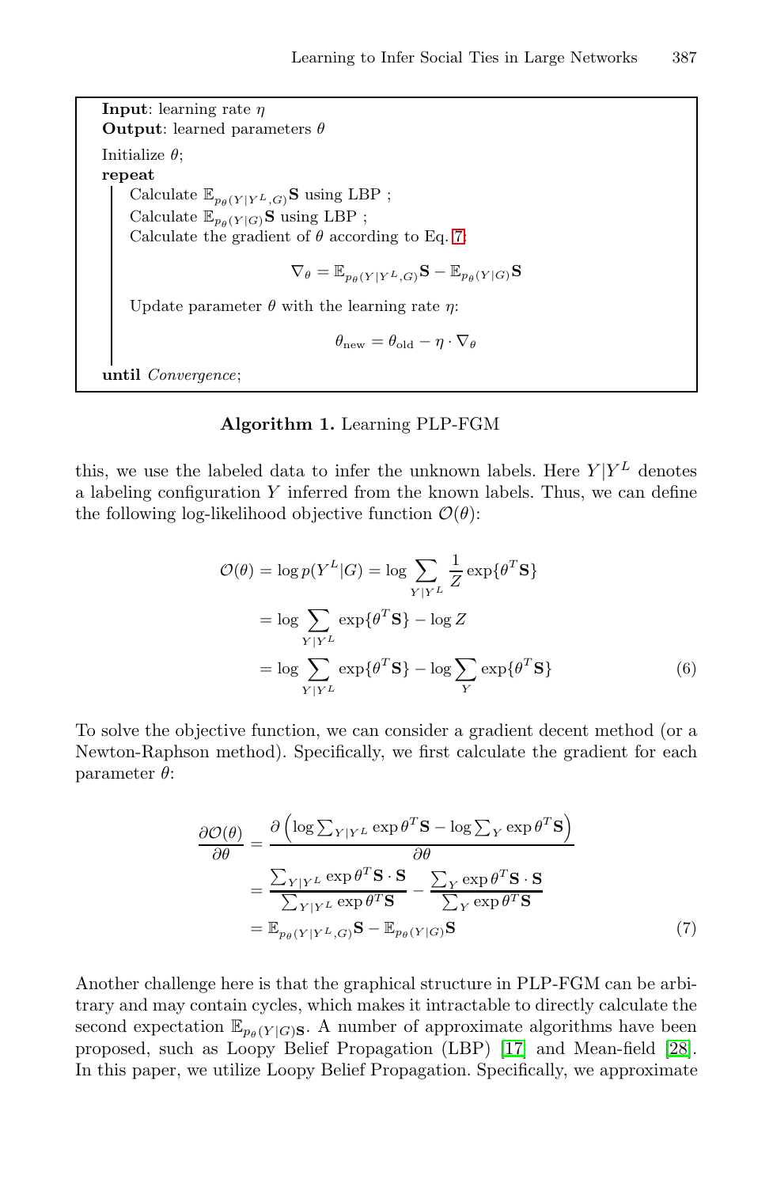**Input**: learning rate $\eta$
**Output**: learned parameters $\theta$

Initialize $\theta$;
**repeat**
  Calculate $\mathbb{E}_{p_\theta(Y|Y^L,G)}\mathbf{S}$ using LBP ;
  Calculate $\mathbb{E}_{p_\theta(Y|G)}\mathbf{S}$ using LBP ;
  Calculate the gradient of $\theta$ according to Eq. 7:

$$\nabla_\theta = \mathbb{E}_{p_\theta(Y|Y^L,G)}\mathbf{S} - \mathbb{E}_{p_\theta(Y|G)}\mathbf{S}$$

  Update parameter $\theta$ with the learning rate $\eta$:

$$\theta_{\text{new}} = \theta_{\text{old}} - \eta \cdot \nabla_\theta$$

**until** *Convergence*;

**Algorithm 1.** Learning PLP-FGM

this, we use the labeled data to infer the unknown labels. Here $Y|Y^L$ denotes a labeling configuration $Y$ inferred from the known labels. Thus, we can define the following log-likelihood objective function $\mathcal{O}(\theta)$:

$$\begin{aligned}
\mathcal{O}(\theta) &= \log p(Y^L|G) = \log \sum_{Y|Y^L} \frac{1}{Z} \exp\{\theta^T \mathbf{S}\} \\
&= \log \sum_{Y|Y^L} \exp\{\theta^T \mathbf{S}\} - \log Z \\
&= \log \sum_{Y|Y^L} \exp\{\theta^T \mathbf{S}\} - \log \sum_{Y} \exp\{\theta^T \mathbf{S}\}
\end{aligned} \tag{6}$$

To solve the objective function, we can consider a gradient decent method (or a Newton-Raphson method). Specifically, we first calculate the gradient for each parameter $\theta$:

$$\begin{aligned}
\frac{\partial \mathcal{O}(\theta)}{\partial \theta} &= \frac{\partial \left( \log \sum_{Y|Y^L} \exp \theta^T \mathbf{S} - \log \sum_{Y} \exp \theta^T \mathbf{S} \right)}{\partial \theta} \\
&= \frac{\sum_{Y|Y^L} \exp \theta^T \mathbf{S} \cdot \mathbf{S}}{\sum_{Y|Y^L} \exp \theta^T \mathbf{S}} - \frac{\sum_{Y} \exp \theta^T \mathbf{S} \cdot \mathbf{S}}{\sum_{Y} \exp \theta^T \mathbf{S}} \\
&= \mathbb{E}_{p_\theta(Y|Y^L,G)}\mathbf{S} - \mathbb{E}_{p_\theta(Y|G)}\mathbf{S}
\end{aligned} \tag{7}$$

Another challenge here is that the graphical structure in PLP-FGM can be arbitrary and may contain cycles, which makes it intractable to directly calculate the second expectation $\mathbb{E}_{p_\theta(Y|G)\mathbf{S}}$. A number of approximate algorithms have been proposed, such as Loopy Belief Propagation (LBP) [17] and Mean-field [28]. In this paper, we utilize Loopy Belief Propagation. Specifically, we approximate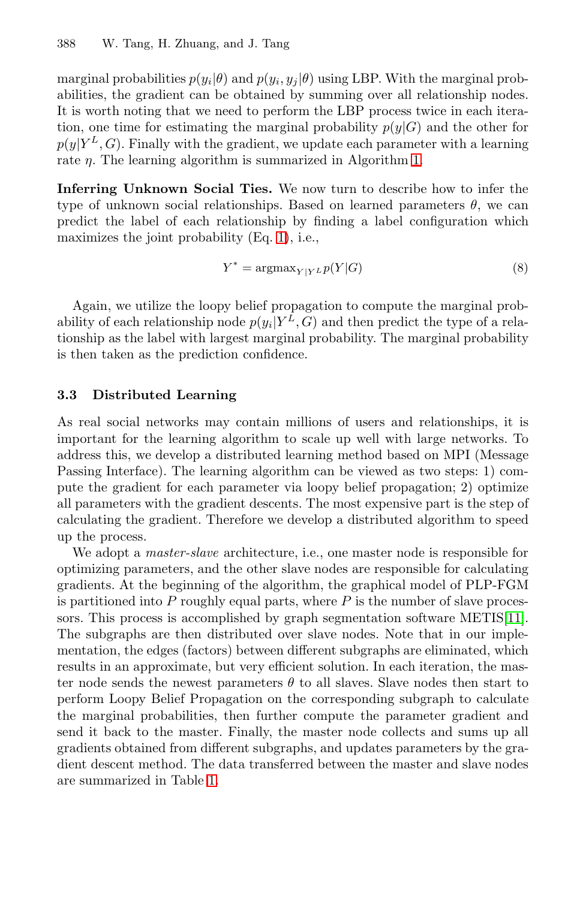marginal probabilities $p(y_i|\theta)$ and $p(y_i, y_j|\theta)$ using LBP. With the marginal probabilities, the gradient can be obtained by summing over all relationship nodes. It is worth noting that we need to perform the LBP process twice in each iteration, one time for estimating the marginal probability $p(y|G)$ and the other for $p(y|Y^L, G)$. Finally with the gradient, we update each parameter with a learning rate $\eta$. The learning algorithm is summarized in Algorithm 1.

**Inferring Unknown Social Ties.** We now turn to describe how to infer the type of unknown social relationships. Based on learned parameters $\theta$, we can predict the label of each relationship by finding a label configuration which maximizes the joint probability (Eq. 1), i.e.,

$$Y^* = \text{argmax}_{Y|Y^L} p(Y|G) \tag{8}$$

Again, we utilize the loopy belief propagation to compute the marginal probability of each relationship node $p(y_i|Y^L, G)$ and then predict the type of a relationship as the label with largest marginal probability. The marginal probability is then taken as the prediction confidence.

### 3.3 Distributed Learning

As real social networks may contain millions of users and relationships, it is important for the learning algorithm to scale up well with large networks. To address this, we develop a distributed learning method based on MPI (Message Passing Interface). The learning algorithm can be viewed as two steps: 1) compute the gradient for each parameter via loopy belief propagation; 2) optimize all parameters with the gradient descents. The most expensive part is the step of calculating the gradient. Therefore we develop a distributed algorithm to speed up the process.

We adopt a *master-slave* architecture, i.e., one master node is responsible for optimizing parameters, and the other slave nodes are responsible for calculating gradients. At the beginning of the algorithm, the graphical model of PLP-FGM is partitioned into $P$ roughly equal parts, where $P$ is the number of slave processors. This process is accomplished by graph segmentation software METIS[11]. The subgraphs are then distributed over slave nodes. Note that in our implementation, the edges (factors) between different subgraphs are eliminated, which results in an approximate, but very efficient solution. In each iteration, the master node sends the newest parameters $\theta$ to all slaves. Slave nodes then start to perform Loopy Belief Propagation on the corresponding subgraph to calculate the marginal probabilities, then further compute the parameter gradient and send it back to the master. Finally, the master node collects and sums up all gradients obtained from different subgraphs, and updates parameters by the gradient descent method. The data transferred between the master and slave nodes are summarized in Table 1.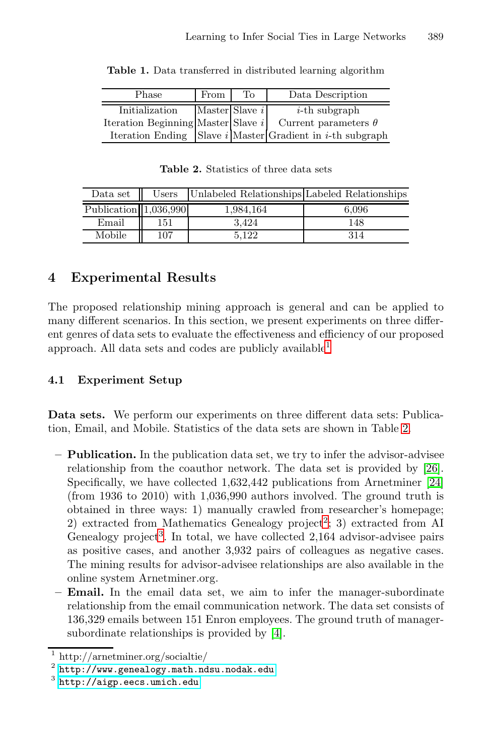**Table 1.** Data transferred in distributed learning algorithm

| Phase | From | To | Data Description |
|---|---|---|---|
| Initialization | Master | Slave $i$ | $i$-th subgraph |
| Iteration Beginning | Master | Slave $i$ | Current parameters $\theta$ |
| Iteration Ending | Slave $i$ | Master | Gradient in $i$-th subgraph |

**Table 2.** Statistics of three data sets

| Data set | Users | Unlabeled Relationships | Labeled Relationships |
|---|---|---|---|
| Publication | 1,036,990 | 1,984,164 | 6,096 |
| Email | 151 | 3,424 | 148 |
| Mobile | 107 | 5,122 | 314 |

## 4 Experimental Results

The proposed relationship mining approach is general and can be applied to many different scenarios. In this section, we present experiments on three different genres of data sets to evaluate the effectiveness and efficiency of our proposed approach. All data sets and codes are publicly available[1].

### 4.1 Experiment Setup

**Data sets.** We perform our experiments on three different data sets: Publication, Email, and Mobile. Statistics of the data sets are shown in Table 2.

- **Publication.** In the publication data set, we try to infer the advisor-advisee relationship from the coauthor network. The data set is provided by [26]. Specifically, we have collected 1,632,442 publications from Arnetminer [24] (from 1936 to 2010) with 1,036,990 authors involved. The ground truth is obtained in three ways: 1) manually crawled from researcher's homepage; 2) extracted from Mathematics Genealogy project[2]; 3) extracted from AI Genealogy project[3]. In total, we have collected 2,164 advisor-advisee pairs as positive cases, and another 3,932 pairs of colleagues as negative cases. The mining results for advisor-advisee relationships are also available in the online system Arnetminer.org.
- **Email.** In the email data set, we aim to infer the manager-subordinate relationship from the email communication network. The data set consists of 136,329 emails between 151 Enron employees. The ground truth of manager-subordinate relationships is provided by [4].

---

[1] http://arnetminer.org/socialtie/

[2] http://www.genealogy.math.ndsu.nodak.edu

[3] http://aigp.eecs.umich.edu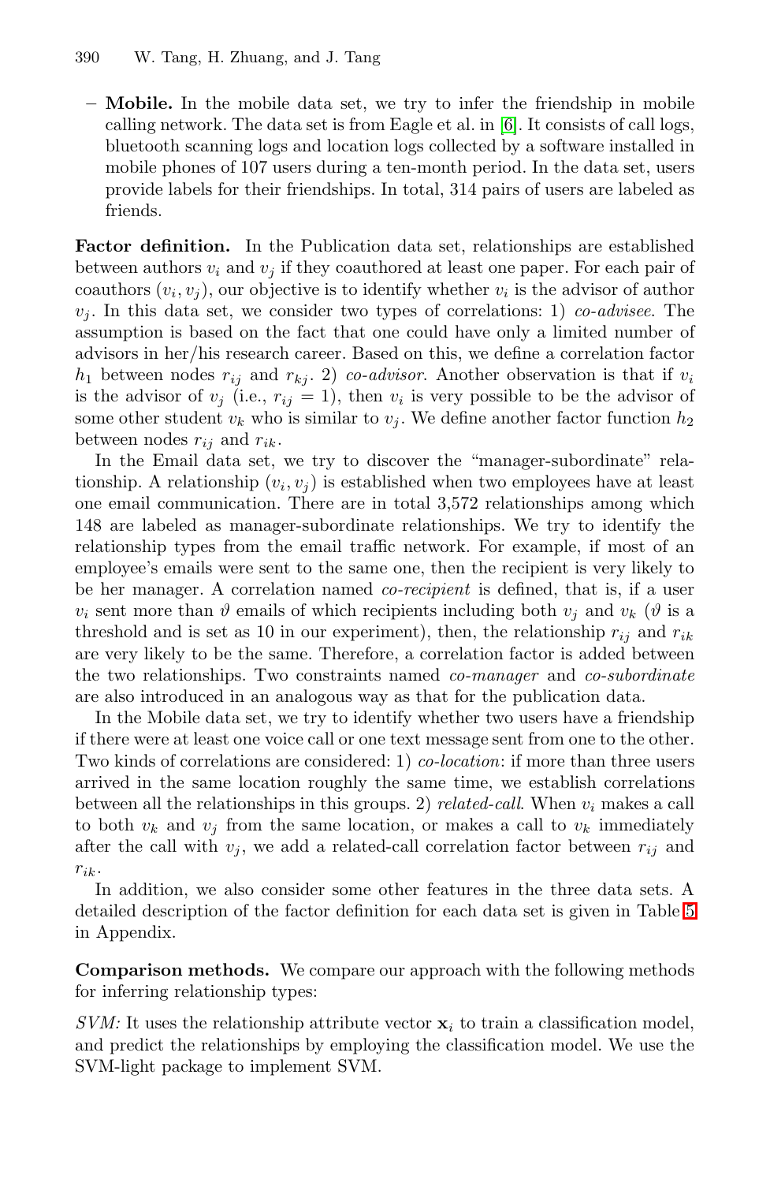- **Mobile.** In the mobile data set, we try to infer the friendship in mobile calling network. The data set is from Eagle et al. in [6]. It consists of call logs, bluetooth scanning logs and location logs collected by a software installed in mobile phones of 107 users during a ten-month period. In the data set, users provide labels for their friendships. In total, 314 pairs of users are labeled as friends.

**Factor definition.** In the Publication data set, relationships are established between authors $v_i$ and $v_j$ if they coauthored at least one paper. For each pair of coauthors $(v_i, v_j)$, our objective is to identify whether $v_i$ is the advisor of author $v_j$. In this data set, we consider two types of correlations: 1) *co-advisee*. The assumption is based on the fact that one could have only a limited number of advisors in her/his research career. Based on this, we define a correlation factor $h_1$ between nodes $r_{ij}$ and $r_{kj}$. 2) *co-advisor*. Another observation is that if $v_i$ is the advisor of $v_j$ (i.e., $r_{ij} = 1$), then $v_i$ is very possible to be the advisor of some other student $v_k$ who is similar to $v_j$. We define another factor function $h_2$ between nodes $r_{ij}$ and $r_{ik}$.

In the Email data set, we try to discover the "manager-subordinate" relationship. A relationship $(v_i, v_j)$ is established when two employees have at least one email communication. There are in total 3,572 relationships among which 148 are labeled as manager-subordinate relationships. We try to identify the relationship types from the email traffic network. For example, if most of an employee's emails were sent to the same one, then the recipient is very likely to be her manager. A correlation named *co-recipient* is defined, that is, if a user $v_i$ sent more than $\vartheta$ emails of which recipients including both $v_j$ and $v_k$ ($\vartheta$ is a threshold and is set as 10 in our experiment), then, the relationship $r_{ij}$ and $r_{ik}$ are very likely to be the same. Therefore, a correlation factor is added between the two relationships. Two constraints named *co-manager* and *co-subordinate* are also introduced in an analogous way as that for the publication data.

In the Mobile data set, we try to identify whether two users have a friendship if there were at least one voice call or one text message sent from one to the other. Two kinds of correlations are considered: 1) *co-location*: if more than three users arrived in the same location roughly the same time, we establish correlations between all the relationships in this groups. 2) *related-call*. When $v_i$ makes a call to both $v_k$ and $v_j$ from the same location, or makes a call to $v_k$ immediately after the call with $v_j$, we add a related-call correlation factor between $r_{ij}$ and $r_{ik}$.

In addition, we also consider some other features in the three data sets. A detailed description of the factor definition for each data set is given in Table 5 in Appendix.

**Comparison methods.** We compare our approach with the following methods for inferring relationship types:

*SVM:* It uses the relationship attribute vector $\mathbf{x}_i$ to train a classification model, and predict the relationships by employing the classification model. We use the SVM-light package to implement SVM.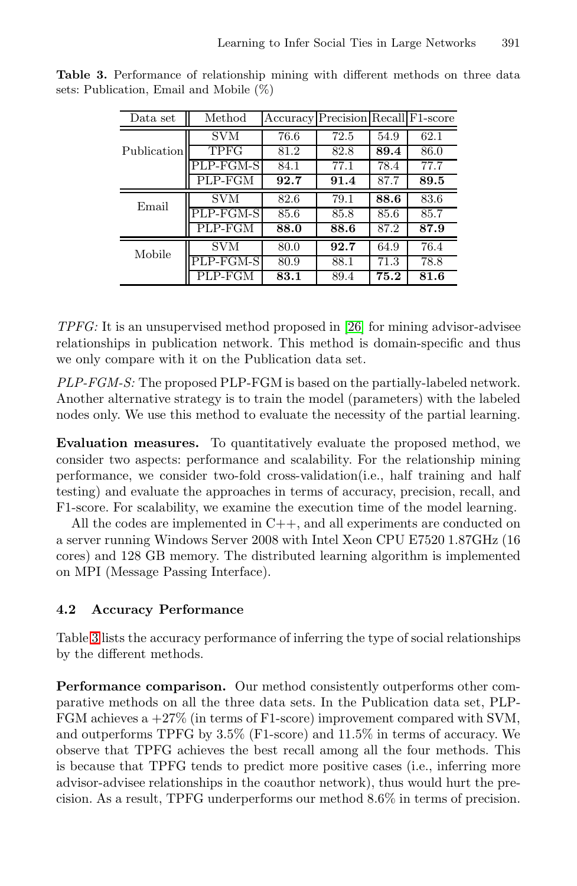**Table 3.** Performance of relationship mining with different methods on three data sets: Publication, Email and Mobile (%)

| Data set | Method | Accuracy | Precision | Recall | F1-score |
|---|---|---|---|---|---|
| Publication | SVM | 76.6 | 72.5 | 54.9 | 62.1 |
| | TPFG | 81.2 | 82.8 | **89.4** | 86.0 |
| | PLP-FGM-S | 84.1 | 77.1 | 78.4 | 77.7 |
| | PLP-FGM | **92.7** | **91.4** | 87.7 | **89.5** |
| Email | SVM | 82.6 | 79.1 | **88.6** | 83.6 |
| | PLP-FGM-S | 85.6 | 85.8 | 85.6 | 85.7 |
| | PLP-FGM | **88.0** | **88.6** | 87.2 | **87.9** |
| Mobile | SVM | 80.0 | **92.7** | 64.9 | 76.4 |
| | PLP-FGM-S | 80.9 | 88.1 | 71.3 | 78.8 |
| | PLP-FGM | **83.1** | 89.4 | **75.2** | **81.6** |

*TPFG:* It is an unsupervised method proposed in [26] for mining advisor-advisee relationships in publication network. This method is domain-specific and thus we only compare with it on the Publication data set.

*PLP-FGM-S:* The proposed PLP-FGM is based on the partially-labeled network. Another alternative strategy is to train the model (parameters) with the labeled nodes only. We use this method to evaluate the necessity of the partial learning.

**Evaluation measures.** To quantitatively evaluate the proposed method, we consider two aspects: performance and scalability. For the relationship mining performance, we consider two-fold cross-validation(i.e., half training and half testing) and evaluate the approaches in terms of accuracy, precision, recall, and F1-score. For scalability, we examine the execution time of the model learning.

All the codes are implemented in C++, and all experiments are conducted on a server running Windows Server 2008 with Intel Xeon CPU E7520 1.87GHz (16 cores) and 128 GB memory. The distributed learning algorithm is implemented on MPI (Message Passing Interface).

### 4.2 Accuracy Performance

Table 3 lists the accuracy performance of inferring the type of social relationships by the different methods.

**Performance comparison.** Our method consistently outperforms other comparative methods on all the three data sets. In the Publication data set, PLP-FGM achieves a +27% (in terms of F1-score) improvement compared with SVM, and outperforms TPFG by 3.5% (F1-score) and 11.5% in terms of accuracy. We observe that TPFG achieves the best recall among all the four methods. This is because that TPFG tends to predict more positive cases (i.e., inferring more advisor-advisee relationships in the coauthor network), thus would hurt the precision. As a result, TPFG underperforms our method 8.6% in terms of precision.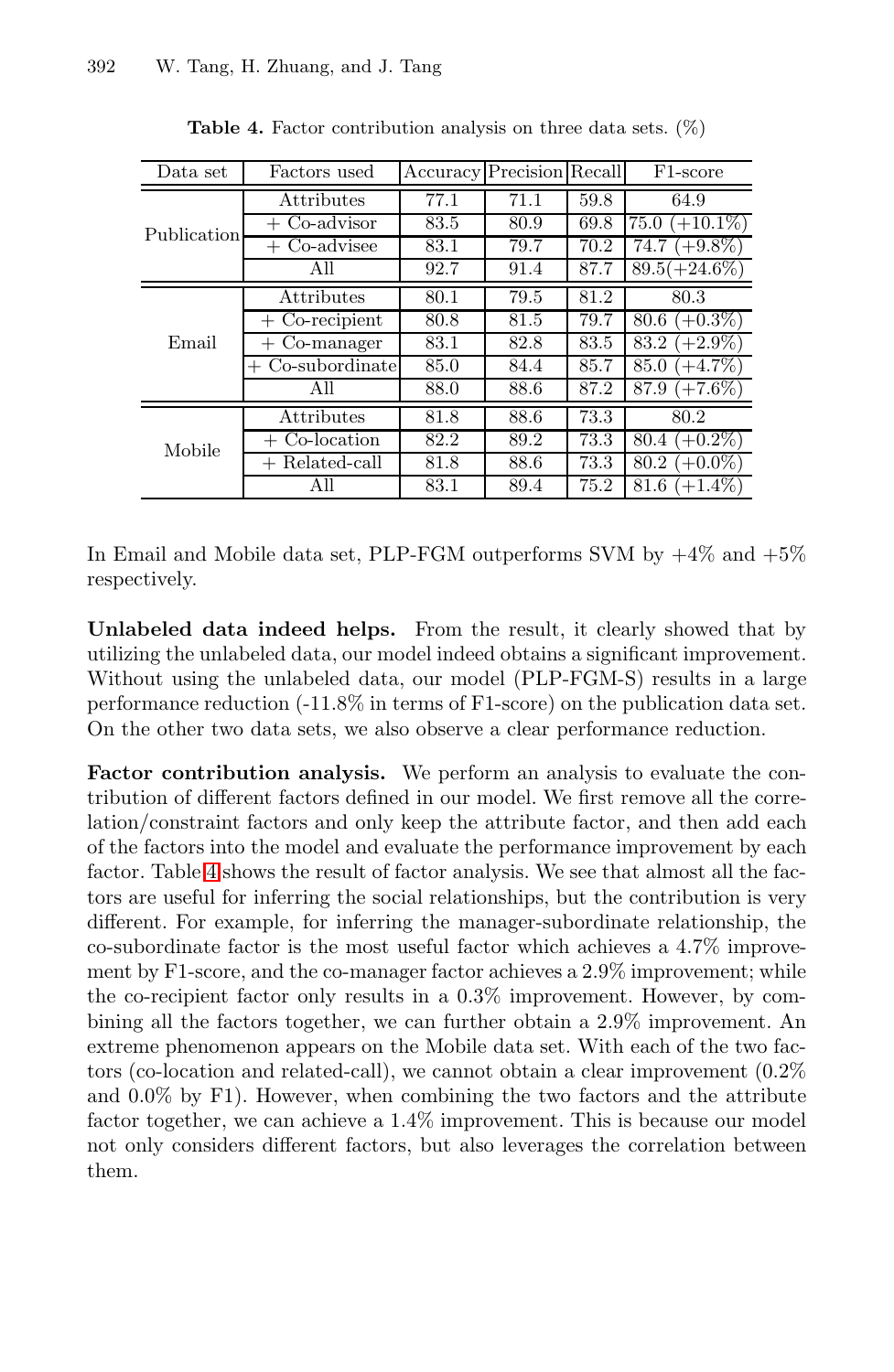**Table 4.** Factor contribution analysis on three data sets. (%)

| Data set | Factors used | Accuracy | Precision | Recall | F1-score |
|---|---|---|---|---|---|
| Publication | Attributes | 77.1 | 71.1 | 59.8 | 64.9 |
| | + Co-advisor | 83.5 | 80.9 | 69.8 | 75.0 (+10.1%) |
| | + Co-advisee | 83.1 | 79.7 | 70.2 | 74.7 (+9.8%) |
| | All | 92.7 | 91.4 | 87.7 | 89.5(+24.6%) |
| Email | Attributes | 80.1 | 79.5 | 81.2 | 80.3 |
| | + Co-recipient | 80.8 | 81.5 | 79.7 | 80.6 (+0.3%) |
| | + Co-manager | 83.1 | 82.8 | 83.5 | 83.2 (+2.9%) |
| | + Co-subordinate | 85.0 | 84.4 | 85.7 | 85.0 (+4.7%) |
| | All | 88.0 | 88.6 | 87.2 | 87.9 (+7.6%) |
| Mobile | Attributes | 81.8 | 88.6 | 73.3 | 80.2 |
| | + Co-location | 82.2 | 89.2 | 73.3 | 80.4 (+0.2%) |
| | + Related-call | 81.8 | 88.6 | 73.3 | 80.2 (+0.0%) |
| | All | 83.1 | 89.4 | 75.2 | 81.6 (+1.4%) |

In Email and Mobile data set, PLP-FGM outperforms SVM by +4% and +5% respectively.

**Unlabeled data indeed helps.** From the result, it clearly showed that by utilizing the unlabeled data, our model indeed obtains a significant improvement. Without using the unlabeled data, our model (PLP-FGM-S) results in a large performance reduction (-11.8% in terms of F1-score) on the publication data set. On the other two data sets, we also observe a clear performance reduction.

**Factor contribution analysis.** We perform an analysis to evaluate the contribution of different factors defined in our model. We first remove all the correlation/constraint factors and only keep the attribute factor, and then add each of the factors into the model and evaluate the performance improvement by each factor. Table 4 shows the result of factor analysis. We see that almost all the factors are useful for inferring the social relationships, but the contribution is very different. For example, for inferring the manager-subordinate relationship, the co-subordinate factor is the most useful factor which achieves a 4.7% improvement by F1-score, and the co-manager factor achieves a 2.9% improvement; while the co-recipient factor only results in a 0.3% improvement. However, by combining all the factors together, we can further obtain a 2.9% improvement. An extreme phenomenon appears on the Mobile data set. With each of the two factors (co-location and related-call), we cannot obtain a clear improvement (0.2% and 0.0% by F1). However, when combining the two factors and the attribute factor together, we can achieve a 1.4% improvement. This is because our model not only considers different factors, but also leverages the correlation between them.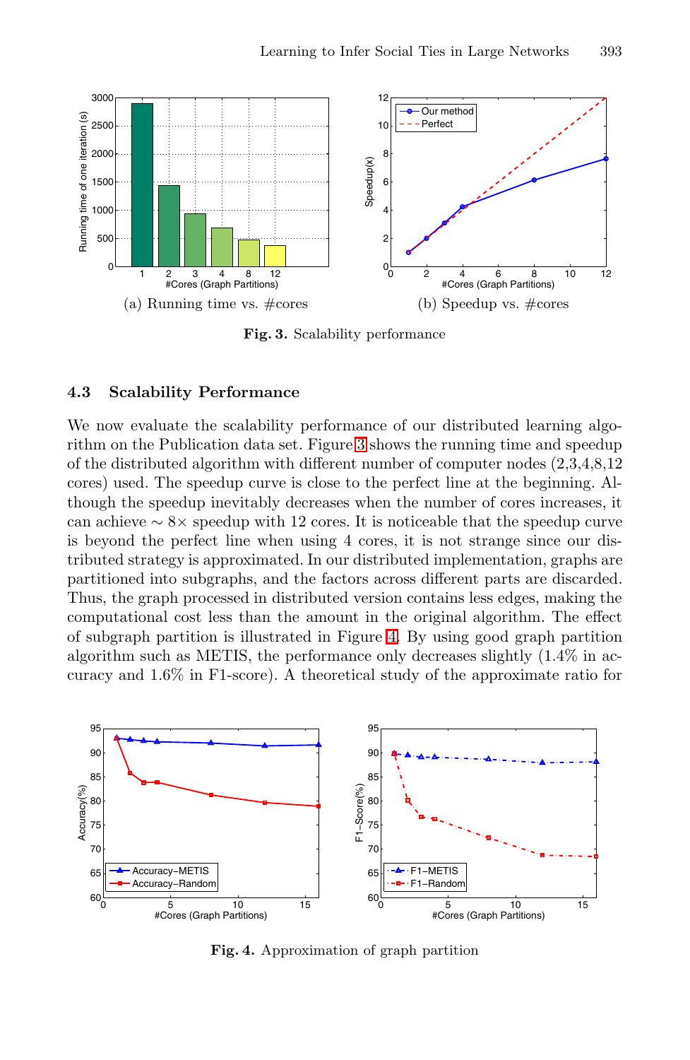Fig. 3. Scalability performance

(a) Running time vs. #cores

(b) Speedup vs. #cores

### 4.3 Scalability Performance

We now evaluate the scalability performance of our distributed learning algorithm on the Publication data set. Figure 3 shows the running time and speedup of the distributed algorithm with different number of computer nodes (2,3,4,8,12 cores) used. The speedup curve is close to the perfect line at the beginning. Although the speedup inevitably decreases when the number of cores increases, it can achieve $\sim 8\times$ speedup with 12 cores. It is noticeable that the speedup curve is beyond the perfect line when using 4 cores, it is not strange since our distributed strategy is approximated. In our distributed implementation, graphs are partitioned into subgraphs, and the factors across different parts are discarded. Thus, the graph processed in distributed version contains less edges, making the computational cost less than the amount in the original algorithm. The effect of subgraph partition is illustrated in Figure 4. By using good graph partition algorithm such as METIS, the performance only decreases slightly (1.4% in accuracy and 1.6% in F1-score). A theoretical study of the approximate ratio for

Fig. 4. Approximation of graph partition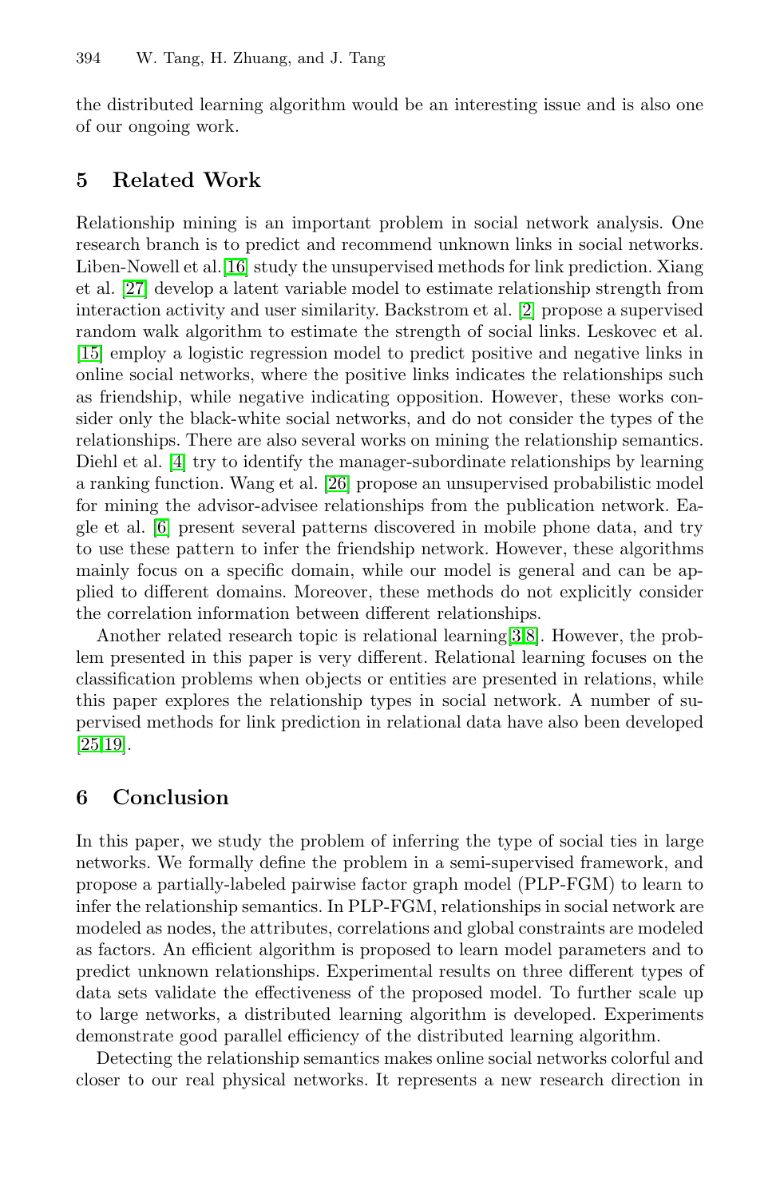the distributed learning algorithm would be an interesting issue and is also one of our ongoing work.

## 5 Related Work

Relationship mining is an important problem in social network analysis. One research branch is to predict and recommend unknown links in social networks. Liben-Nowell et al.[16] study the unsupervised methods for link prediction. Xiang et al. [27] develop a latent variable model to estimate relationship strength from interaction activity and user similarity. Backstrom et al. [2] propose a supervised random walk algorithm to estimate the strength of social links. Leskovec et al. [15] employ a logistic regression model to predict positive and negative links in online social networks, where the positive links indicates the relationships such as friendship, while negative indicating opposition. However, these works consider only the black-white social networks, and do not consider the types of the relationships. There are also several works on mining the relationship semantics. Diehl et al. [4] try to identify the manager-subordinate relationships by learning a ranking function. Wang et al. [26] propose an unsupervised probabilistic model for mining the advisor-advisee relationships from the publication network. Eagle et al. [6] present several patterns discovered in mobile phone data, and try to use these pattern to infer the friendship network. However, these algorithms mainly focus on a specific domain, while our model is general and can be applied to different domains. Moreover, these methods do not explicitly consider the correlation information between different relationships.

Another related research topic is relational learning[3,8]. However, the problem presented in this paper is very different. Relational learning focuses on the classification problems when objects or entities are presented in relations, while this paper explores the relationship types in social network. A number of supervised methods for link prediction in relational data have also been developed [25,19].

## 6 Conclusion

In this paper, we study the problem of inferring the type of social ties in large networks. We formally define the problem in a semi-supervised framework, and propose a partially-labeled pairwise factor graph model (PLP-FGM) to learn to infer the relationship semantics. In PLP-FGM, relationships in social network are modeled as nodes, the attributes, correlations and global constraints are modeled as factors. An efficient algorithm is proposed to learn model parameters and to predict unknown relationships. Experimental results on three different types of data sets validate the effectiveness of the proposed model. To further scale up to large networks, a distributed learning algorithm is developed. Experiments demonstrate good parallel efficiency of the distributed learning algorithm.

Detecting the relationship semantics makes online social networks colorful and closer to our real physical networks. It represents a new research direction in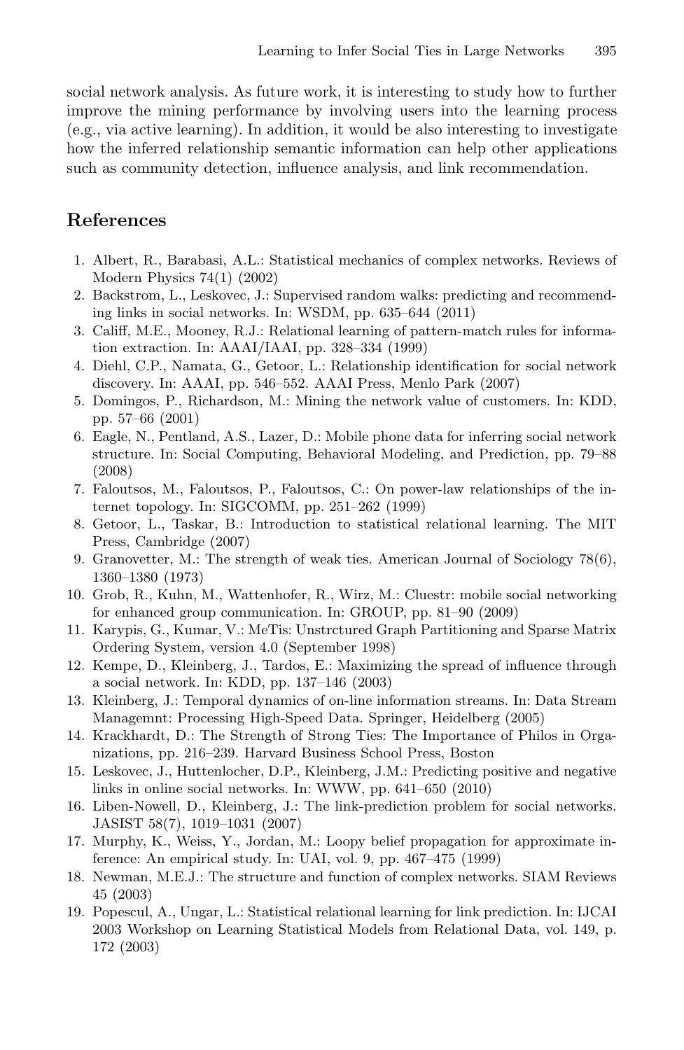social network analysis. As future work, it is interesting to study how to further improve the mining performance by involving users into the learning process (e.g., via active learning). In addition, it would be also interesting to investigate how the inferred relationship semantic information can help other applications such as community detection, influence analysis, and link recommendation.

## References

1. Albert, R., Barabasi, A.L.: Statistical mechanics of complex networks. Reviews of Modern Physics 74(1) (2002)
2. Backstrom, L., Leskovec, J.: Supervised random walks: predicting and recommending links in social networks. In: WSDM, pp. 635–644 (2011)
3. Califf, M.E., Mooney, R.J.: Relational learning of pattern-match rules for information extraction. In: AAAI/IAAI, pp. 328–334 (1999)
4. Diehl, C.P., Namata, G., Getoor, L.: Relationship identification for social network discovery. In: AAAI, pp. 546–552. AAAI Press, Menlo Park (2007)
5. Domingos, P., Richardson, M.: Mining the network value of customers. In: KDD, pp. 57–66 (2001)
6. Eagle, N., Pentland, A.S., Lazer, D.: Mobile phone data for inferring social network structure. In: Social Computing, Behavioral Modeling, and Prediction, pp. 79–88 (2008)
7. Faloutsos, M., Faloutsos, P., Faloutsos, C.: On power-law relationships of the internet topology. In: SIGCOMM, pp. 251–262 (1999)
8. Getoor, L., Taskar, B.: Introduction to statistical relational learning. The MIT Press, Cambridge (2007)
9. Granovetter, M.: The strength of weak ties. American Journal of Sociology 78(6), 1360–1380 (1973)
10. Grob, R., Kuhn, M., Wattenhofer, R., Wirz, M.: Cluestr: mobile social networking for enhanced group communication. In: GROUP, pp. 81–90 (2009)
11. Karypis, G., Kumar, V.: MeTis: Unstrctured Graph Partitioning and Sparse Matrix Ordering System, version 4.0 (September 1998)
12. Kempe, D., Kleinberg, J., Tardos, E.: Maximizing the spread of influence through a social network. In: KDD, pp. 137–146 (2003)
13. Kleinberg, J.: Temporal dynamics of on-line information streams. In: Data Stream Managemnt: Processing High-Speed Data. Springer, Heidelberg (2005)
14. Krackhardt, D.: The Strength of Strong Ties: The Importance of Philos in Organizations, pp. 216–239. Harvard Business School Press, Boston
15. Leskovec, J., Huttenlocher, D.P., Kleinberg, J.M.: Predicting positive and negative links in online social networks. In: WWW, pp. 641–650 (2010)
16. Liben-Nowell, D., Kleinberg, J.: The link-prediction problem for social networks. JASIST 58(7), 1019–1031 (2007)
17. Murphy, K., Weiss, Y., Jordan, M.: Loopy belief propagation for approximate inference: An empirical study. In: UAI, vol. 9, pp. 467–475 (1999)
18. Newman, M.E.J.: The structure and function of complex networks. SIAM Reviews 45 (2003)
19. Popescul, A., Ungar, L.: Statistical relational learning for link prediction. In: IJCAI 2003 Workshop on Learning Statistical Models from Relational Data, vol. 149, p. 172 (2003)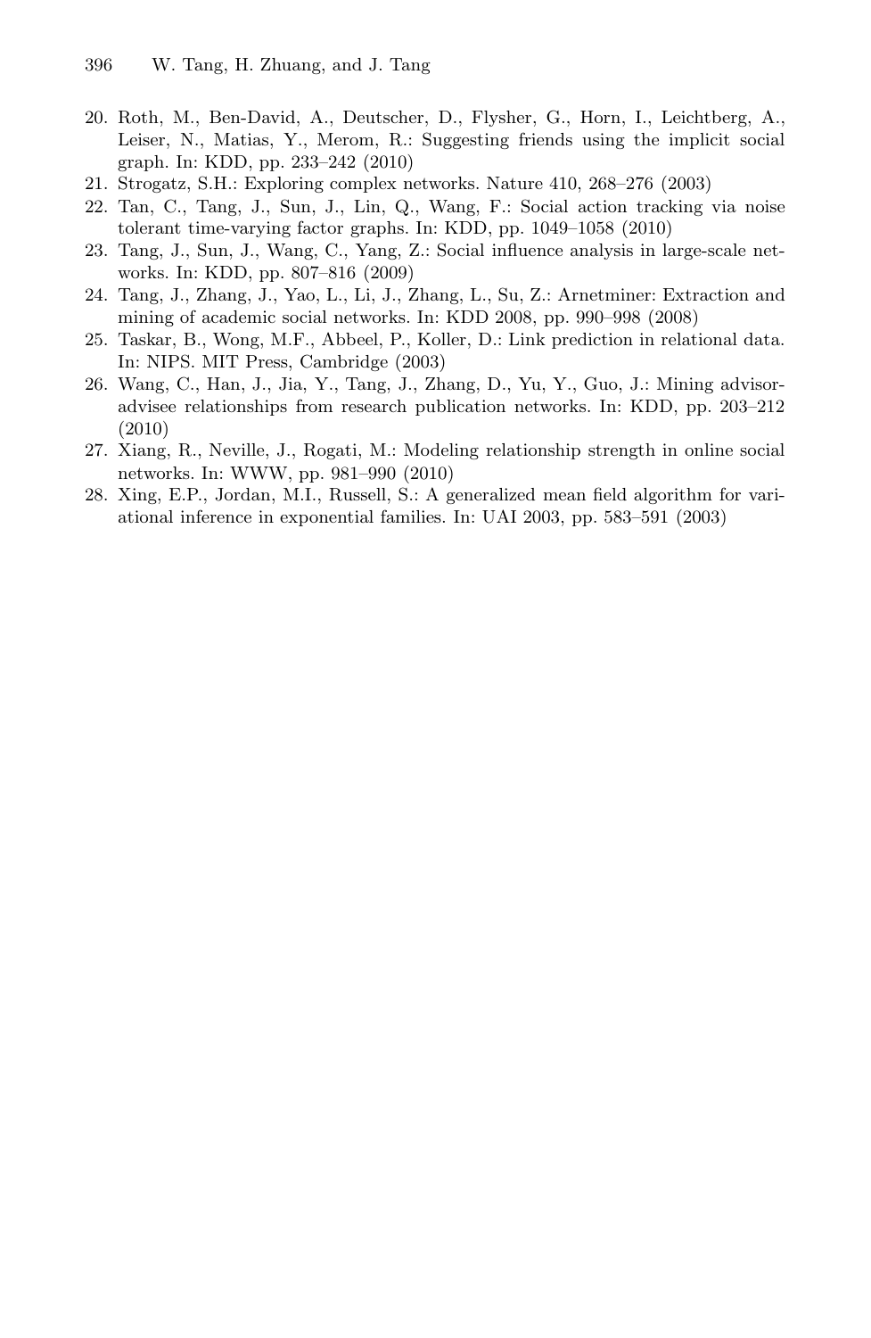20. Roth, M., Ben-David, A., Deutscher, D., Flysher, G., Horn, I., Leichtberg, A., Leiser, N., Matias, Y., Merom, R.: Suggesting friends using the implicit social graph. In: KDD, pp. 233–242 (2010)
21. Strogatz, S.H.: Exploring complex networks. Nature 410, 268–276 (2003)
22. Tan, C., Tang, J., Sun, J., Lin, Q., Wang, F.: Social action tracking via noise tolerant time-varying factor graphs. In: KDD, pp. 1049–1058 (2010)
23. Tang, J., Sun, J., Wang, C., Yang, Z.: Social influence analysis in large-scale networks. In: KDD, pp. 807–816 (2009)
24. Tang, J., Zhang, J., Yao, L., Li, J., Zhang, L., Su, Z.: Arnetminer: Extraction and mining of academic social networks. In: KDD 2008, pp. 990–998 (2008)
25. Taskar, B., Wong, M.F., Abbeel, P., Koller, D.: Link prediction in relational data. In: NIPS. MIT Press, Cambridge (2003)
26. Wang, C., Han, J., Jia, Y., Tang, J., Zhang, D., Yu, Y., Guo, J.: Mining advisor-advisee relationships from research publication networks. In: KDD, pp. 203–212 (2010)
27. Xiang, R., Neville, J., Rogati, M.: Modeling relationship strength in online social networks. In: WWW, pp. 981–990 (2010)
28. Xing, E.P., Jordan, M.I., Russell, S.: A generalized mean field algorithm for variational inference in exponential families. In: UAI 2003, pp. 583–591 (2003)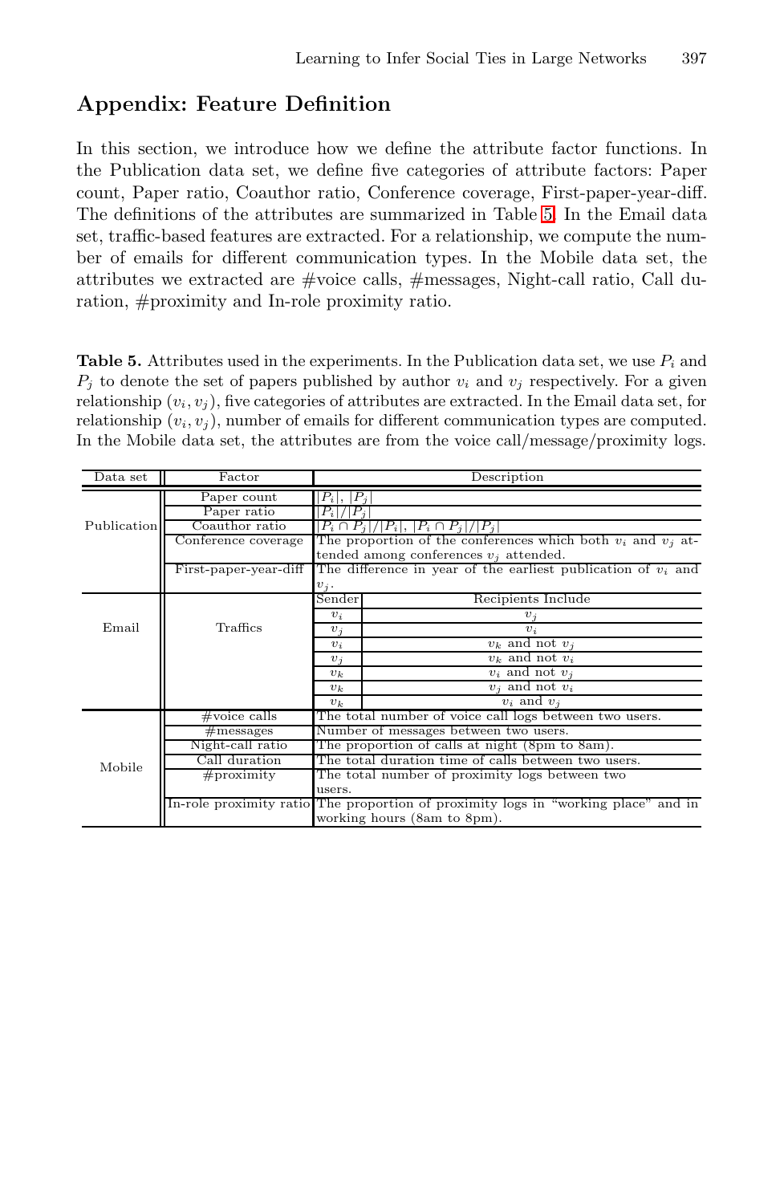## Appendix: Feature Definition

In this section, we introduce how we define the attribute factor functions. In the Publication data set, we define five categories of attribute factors: Paper count, Paper ratio, Coauthor ratio, Conference coverage, First-paper-year-diff. The definitions of the attributes are summarized in Table 5. In the Email data set, traffic-based features are extracted. For a relationship, we compute the number of emails for different communication types. In the Mobile data set, the attributes we extracted are #voice calls, #messages, Night-call ratio, Call duration, #proximity and In-role proximity ratio.

**Table 5.** Attributes used in the experiments. In the Publication data set, we use $P_i$ and $P_j$ to denote the set of papers published by author $v_i$ and $v_j$ respectively. For a given relationship $(v_i, v_j)$, five categories of attributes are extracted. In the Email data set, for relationship $(v_i, v_j)$, number of emails for different communication types are computed. In the Mobile data set, the attributes are from the voice call/message/proximity logs.

| Data set | Factor | Description | |
|---|---|---|---|
| Publication | Paper count | $\|P_i\|$, $\|P_j\|$ | |
| | Paper ratio | $\|P_i\|/\|P_j\|$ | |
| | Coauthor ratio | $\|P_i \cap P_j\|/\|P_i\|$, $\|P_i \cap P_j\|/\|P_j\|$ | |
| | Conference coverage | The proportion of the conferences which both $v_i$ and $v_j$ attended among conferences $v_j$ attended. | |
| | First-paper-year-diff | The difference in year of the earliest publication of $v_i$ and $v_j$. | |
| Email | Traffics | Sender | Recipients Include |
| | | $v_i$ | $v_j$ |
| | | $v_j$ | $v_i$ |
| | | $v_i$ | $v_k$ and not $v_j$ |
| | | $v_j$ | $v_k$ and not $v_i$ |
| | | $v_k$ | $v_i$ and not $v_j$ |
| | | $v_k$ | $v_j$ and not $v_i$ |
| | | $v_k$ | $v_i$ and $v_j$ |
| Mobile | #voice calls | The total number of voice call logs between two users. | |
| | #messages | Number of messages between two users. | |
| | Night-call ratio | The proportion of calls at night (8pm to 8am). | |
| | Call duration | The total duration time of calls between two users. | |
| | #proximity | The total number of proximity logs between two users. | |
| | In-role proximity ratio | The proportion of proximity logs in "working place" and in working hours (8am to 8pm). | |